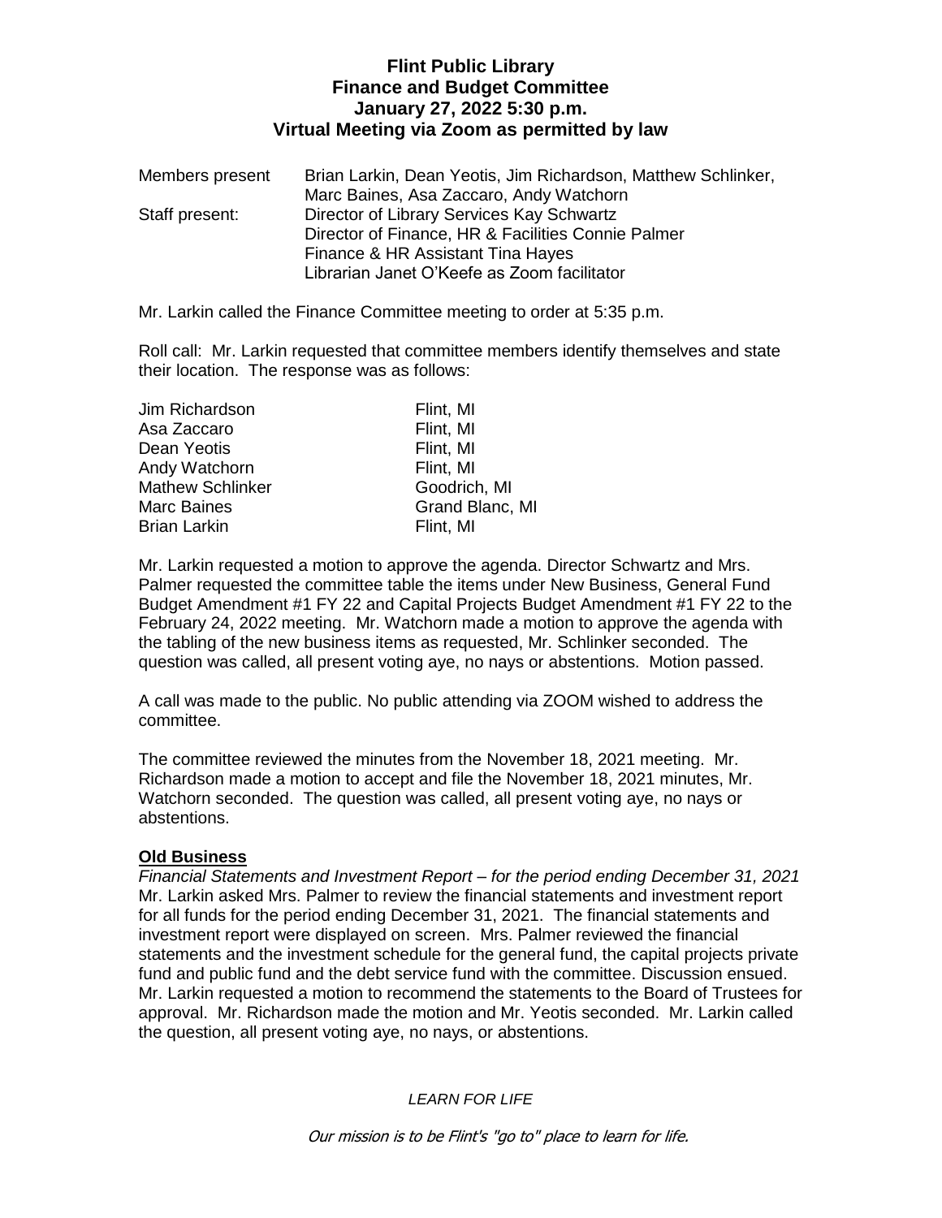# Flint Public Library
## Finance and Budget Committee
### January 27, 2022 5:30 p.m.
### Virtual Meeting via Zoom as permitted by law

| | |
|---|---|
| Members present | Brian Larkin, Dean Yeotis, Jim Richardson, Matthew Schlinker, Marc Baines, Asa Zaccaro, Andy Watchorn |
| Staff present: | Director of Library Services Kay Schwartz<br>Director of Finance, HR & Facilities Connie Palmer<br>Finance & HR Assistant Tina Hayes<br>Librarian Janet O'Keefe as Zoom facilitator |

Mr. Larkin called the Finance Committee meeting to order at 5:35 p.m.

Roll call: Mr. Larkin requested that committee members identify themselves and state their location. The response was as follows:

| | |
|---|---|
| Jim Richardson | Flint, MI |
| Asa Zaccaro | Flint, MI |
| Dean Yeotis | Flint, MI |
| Andy Watchorn | Flint, MI |
| Mathew Schlinker | Goodrich, MI |
| Marc Baines | Grand Blanc, MI |
| Brian Larkin | Flint, MI |

Mr. Larkin requested a motion to approve the agenda. Director Schwartz and Mrs. Palmer requested the committee table the items under New Business, General Fund Budget Amendment #1 FY 22 and Capital Projects Budget Amendment #1 FY 22 to the February 24, 2022 meeting. Mr. Watchorn made a motion to approve the agenda with the tabling of the new business items as requested, Mr. Schlinker seconded. The question was called, all present voting aye, no nays or abstentions. Motion passed.

A call was made to the public. No public attending via ZOOM wished to address the committee.

The committee reviewed the minutes from the November 18, 2021 meeting. Mr. Richardson made a motion to accept and file the November 18, 2021 minutes, Mr. Watchorn seconded. The question was called, all present voting aye, no nays or abstentions.

**Old Business**

*Financial Statements and Investment Report – for the period ending December 31, 2021*
Mr. Larkin asked Mrs. Palmer to review the financial statements and investment report for all funds for the period ending December 31, 2021. The financial statements and investment report were displayed on screen. Mrs. Palmer reviewed the financial statements and the investment schedule for the general fund, the capital projects private fund and public fund and the debt service fund with the committee. Discussion ensued. Mr. Larkin requested a motion to recommend the statements to the Board of Trustees for approval. Mr. Richardson made the motion and Mr. Yeotis seconded. Mr. Larkin called the question, all present voting aye, no nays, or abstentions.

*LEARN FOR LIFE*

*Our mission is to be Flint's "go to" place to learn for life.*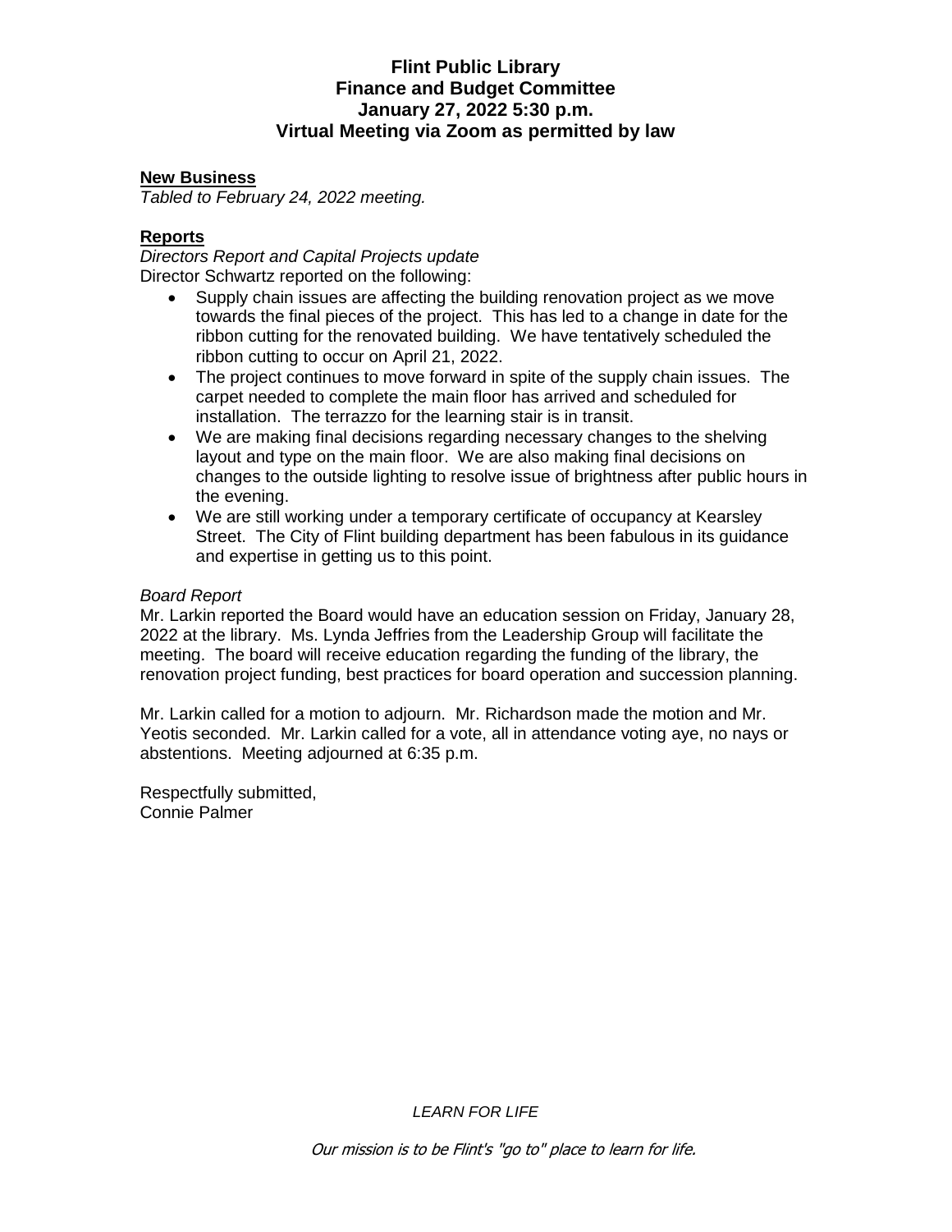**Flint Public Library**
**Finance and Budget Committee**
**January 27, 2022 5:30 p.m.**
**Virtual Meeting via Zoom as permitted by law**

**New Business**

*Tabled to February 24, 2022 meeting.*

**Reports**

*Directors Report and Capital Projects update*

Director Schwartz reported on the following:

- Supply chain issues are affecting the building renovation project as we move towards the final pieces of the project. This has led to a change in date for the ribbon cutting for the renovated building. We have tentatively scheduled the ribbon cutting to occur on April 21, 2022.
- The project continues to move forward in spite of the supply chain issues. The carpet needed to complete the main floor has arrived and scheduled for installation. The terrazzo for the learning stair is in transit.
- We are making final decisions regarding necessary changes to the shelving layout and type on the main floor. We are also making final decisions on changes to the outside lighting to resolve issue of brightness after public hours in the evening.
- We are still working under a temporary certificate of occupancy at Kearsley Street. The City of Flint building department has been fabulous in its guidance and expertise in getting us to this point.

*Board Report*

Mr. Larkin reported the Board would have an education session on Friday, January 28, 2022 at the library. Ms. Lynda Jeffries from the Leadership Group will facilitate the meeting. The board will receive education regarding the funding of the library, the renovation project funding, best practices for board operation and succession planning.

Mr. Larkin called for a motion to adjourn. Mr. Richardson made the motion and Mr. Yeotis seconded. Mr. Larkin called for a vote, all in attendance voting aye, no nays or abstentions. Meeting adjourned at 6:35 p.m.

Respectfully submitted,
Connie Palmer

*LEARN FOR LIFE*

*Our mission is to be Flint's "go to" place to learn for life.*